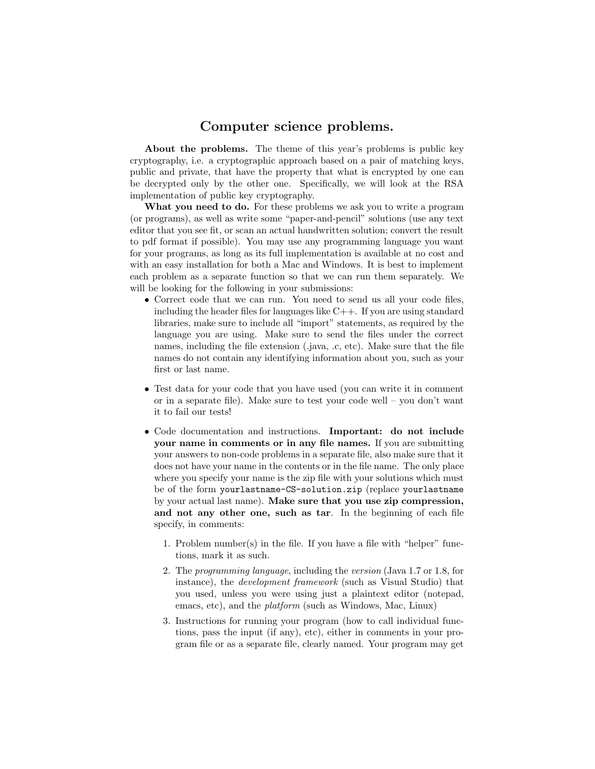# Computer science problems.

**About the problems.** The theme of this year's problems is public key cryptography, i.e. a cryptographic approach based on a pair of matching keys, public and private, that have the property that what is encrypted by one can be decrypted only by the other one. Specifically, we will look at the RSA implementation of public key cryptography.

**What you need to do.** For these problems we ask you to write a program (or programs), as well as write some "paper-and-pencil" solutions (use any text editor that you see fit, or scan an actual handwritten solution; convert the result to pdf format if possible). You may use any programming language you want for your programs, as long as its full implementation is available at no cost and with an easy installation for both a Mac and Windows. It is best to implement each problem as a separate function so that we can run them separately. We will be looking for the following in your submissions:

- Correct code that we can run. You need to send us all your code files, including the header files for languages like C++. If you are using standard libraries, make sure to include all "import" statements, as required by the language you are using. Make sure to send the files under the correct names, including the file extension (.java, .c, etc). Make sure that the file names do not contain any identifying information about you, such as your first or last name.

- Test data for your code that you have used (you can write it in comment or in a separate file). Make sure to test your code well – you don't want it to fail our tests!

- Code documentation and instructions. **Important: do not include your name in comments or in any file names.** If you are submitting your answers to non-code problems in a separate file, also make sure that it does not have your name in the contents or in the file name. The only place where you specify your name is the zip file with your solutions which must be of the form `yourlastname-CS-solution.zip` (replace `yourlastname` by your actual last name). **Make sure that you use zip compression, and not any other one, such as tar**. In the beginning of each file specify, in comments:

  1. Problem number(s) in the file. If you have a file with "helper" functions, mark it as such.
  2. The *programming language*, including the *version* (Java 1.7 or 1.8, for instance), the *development framework* (such as Visual Studio) that you used, unless you were using just a plaintext editor (notepad, emacs, etc), and the *platform* (such as Windows, Mac, Linux)
  3. Instructions for running your program (how to call individual functions, pass the input (if any), etc), either in comments in your program file or as a separate file, clearly named. Your program may get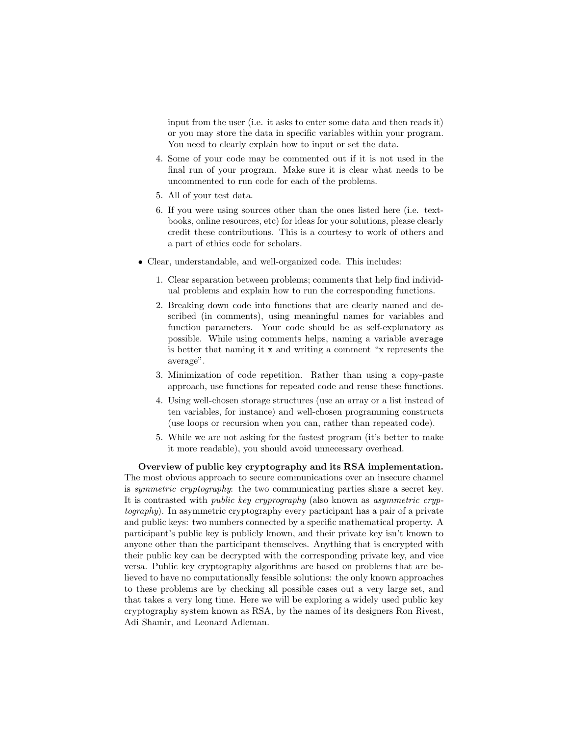input from the user (i.e. it asks to enter some data and then reads it) or you may store the data in specific variables within your program. You need to clearly explain how to input or set the data.

4. Some of your code may be commented out if it is not used in the final run of your program. Make sure it is clear what needs to be uncommented to run code for each of the problems.
5. All of your test data.
6. If you were using sources other than the ones listed here (i.e. textbooks, online resources, etc) for ideas for your solutions, please clearly credit these contributions. This is a courtesy to work of others and a part of ethics code for scholars.

- Clear, understandable, and well-organized code. This includes:
  1. Clear separation between problems; comments that help find individual problems and explain how to run the corresponding functions.
  2. Breaking down code into functions that are clearly named and described (in comments), using meaningful names for variables and function parameters. Your code should be as self-explanatory as possible. While using comments helps, naming a variable `average` is better that naming it `x` and writing a comment "x represents the average".
  3. Minimization of code repetition. Rather than using a copy-paste approach, use functions for repeated code and reuse these functions.
  4. Using well-chosen storage structures (use an array or a list instead of ten variables, for instance) and well-chosen programming constructs (use loops or recursion when you can, rather than repeated code).
  5. While we are not asking for the fastest program (it's better to make it more readable), you should avoid unnecessary overhead.

**Overview of public key cryptography and its RSA implementation.** The most obvious approach to secure communications over an insecure channel is *symmetric cryptography*: the two communicating parties share a secret key. It is contrasted with *public key cryprography* (also known as *asymmetric cryptography*). In asymmetric cryptography every participant has a pair of a private and public keys: two numbers connected by a specific mathematical property. A participant's public key is publicly known, and their private key isn't known to anyone other than the participant themselves. Anything that is encrypted with their public key can be decrypted with the corresponding private key, and vice versa. Public key cryptography algorithms are based on problems that are believed to have no computationally feasible solutions: the only known approaches to these problems are by checking all possible cases out a very large set, and that takes a very long time. Here we will be exploring a widely used public key cryptography system known as RSA, by the names of its designers Ron Rivest, Adi Shamir, and Leonard Adleman.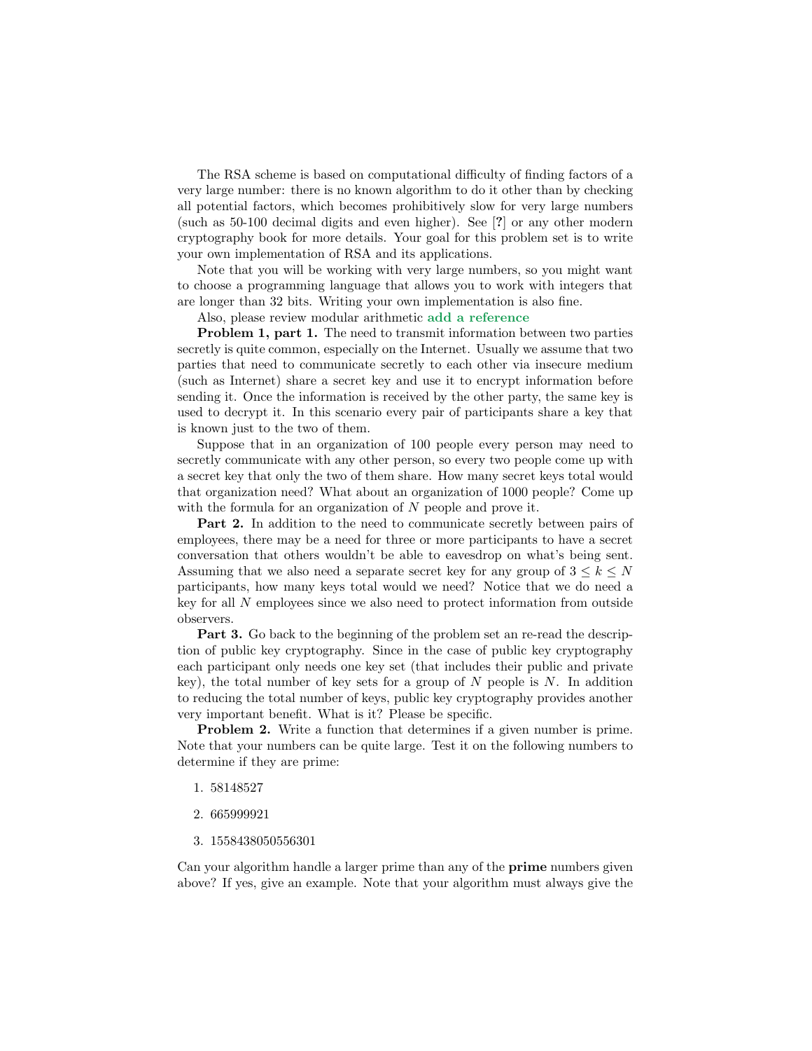The RSA scheme is based on computational difficulty of finding factors of a very large number: there is no known algorithm to do it other than by checking all potential factors, which becomes prohibitively slow for very large numbers (such as 50-100 decimal digits and even higher). See [?] or any other modern cryptography book for more details. Your goal for this problem set is to write your own implementation of RSA and its applications.

Note that you will be working with very large numbers, so you might want to choose a programming language that allows you to work with integers that are longer than 32 bits. Writing your own implementation is also fine.

Also, please review modular arithmetic **add a reference**

**Problem 1, part 1.** The need to transmit information between two parties secretly is quite common, especially on the Internet. Usually we assume that two parties that need to communicate secretly to each other via insecure medium (such as Internet) share a secret key and use it to encrypt information before sending it. Once the information is received by the other party, the same key is used to decrypt it. In this scenario every pair of participants share a key that is known just to the two of them.

Suppose that in an organization of 100 people every person may need to secretly communicate with any other person, so every two people come up with a secret key that only the two of them share. How many secret keys total would that organization need? What about an organization of 1000 people? Come up with the formula for an organization of $N$ people and prove it.

**Part 2.** In addition to the need to communicate secretly between pairs of employees, there may be a need for three or more participants to have a secret conversation that others wouldn't be able to eavesdrop on what's being sent. Assuming that we also need a separate secret key for any group of $3 \leq k \leq N$ participants, how many keys total would we need? Notice that we do need a key for all $N$ employees since we also need to protect information from outside observers.

**Part 3.** Go back to the beginning of the problem set an re-read the description of public key cryptography. Since in the case of public key cryptography each participant only needs one key set (that includes their public and private key), the total number of key sets for a group of $N$ people is $N$. In addition to reducing the total number of keys, public key cryptography provides another very important benefit. What is it? Please be specific.

**Problem 2.** Write a function that determines if a given number is prime. Note that your numbers can be quite large. Test it on the following numbers to determine if they are prime:

1. 58148527
2. 665999921
3. 1558438050556301

Can your algorithm handle a larger prime than any of the **prime** numbers given above? If yes, give an example. Note that your algorithm must always give the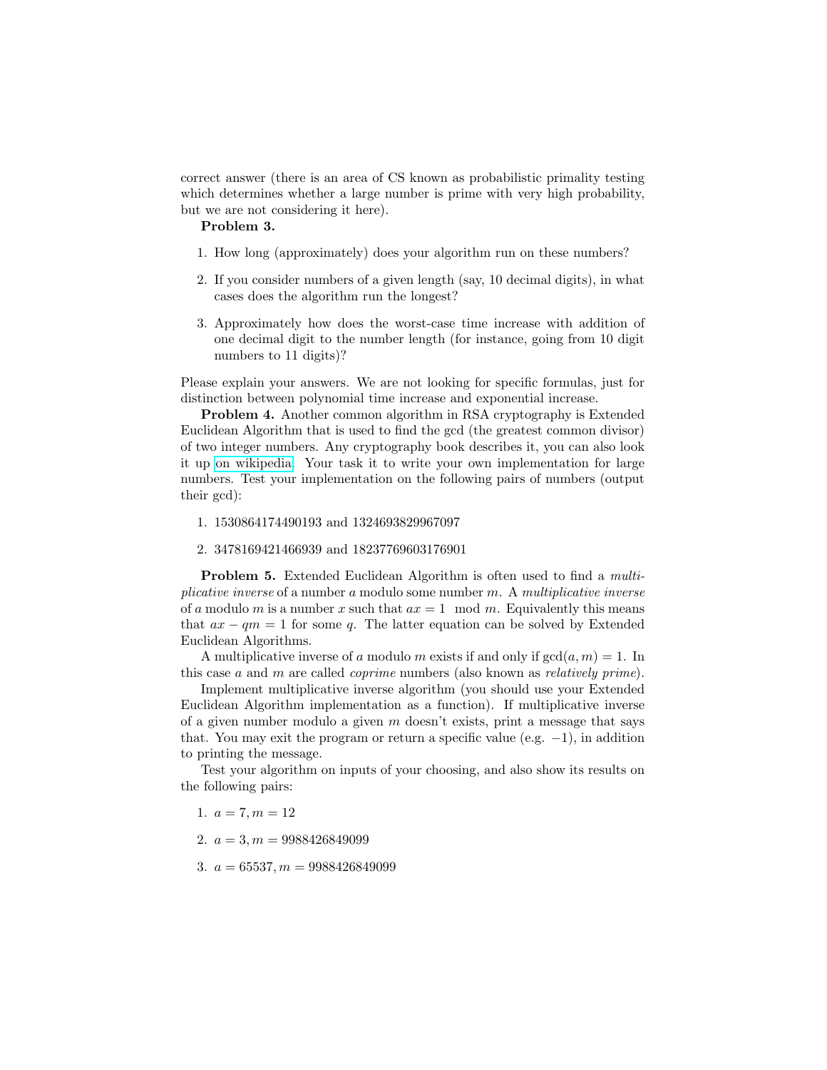correct answer (there is an area of CS known as probabilistic primality testing which determines whether a large number is prime with very high probability, but we are not considering it here).

**Problem 3.**

1. How long (approximately) does your algorithm run on these numbers?

2. If you consider numbers of a given length (say, 10 decimal digits), in what cases does the algorithm run the longest?

3. Approximately how does the worst-case time increase with addition of one decimal digit to the number length (for instance, going from 10 digit numbers to 11 digits)?

Please explain your answers. We are not looking for specific formulas, just for distinction between polynomial time increase and exponential increase.

**Problem 4.** Another common algorithm in RSA cryptography is Extended Euclidean Algorithm that is used to find the gcd (the greatest common divisor) of two integer numbers. Any cryptography book describes it, you can also look it up on wikipedia. Your task it to write your own implementation for large numbers. Test your implementation on the following pairs of numbers (output their gcd):

1. 1530864174490193 and 1324693829967097

2. 3478169421466939 and 18237769603176901

**Problem 5.** Extended Euclidean Algorithm is often used to find a *multiplicative inverse* of a number $a$ modulo some number $m$. A *multiplicative inverse* of $a$ modulo $m$ is a number $x$ such that $ax = 1 \mod m$. Equivalently this means that $ax - qm = 1$ for some $q$. The latter equation can be solved by Extended Euclidean Algorithms.

A multiplicative inverse of $a$ modulo $m$ exists if and only if $\gcd(a, m) = 1$. In this case $a$ and $m$ are called *coprime* numbers (also known as *relatively prime*).

Implement multiplicative inverse algorithm (you should use your Extended Euclidean Algorithm implementation as a function). If multiplicative inverse of a given number modulo a given $m$ doesn't exists, print a message that says that. You may exit the program or return a specific value (e.g. $-1$), in addition to printing the message.

Test your algorithm on inputs of your choosing, and also show its results on the following pairs:

1. $a = 7, m = 12$

2. $a = 3, m = 9988426849099$

3. $a = 65537, m = 9988426849099$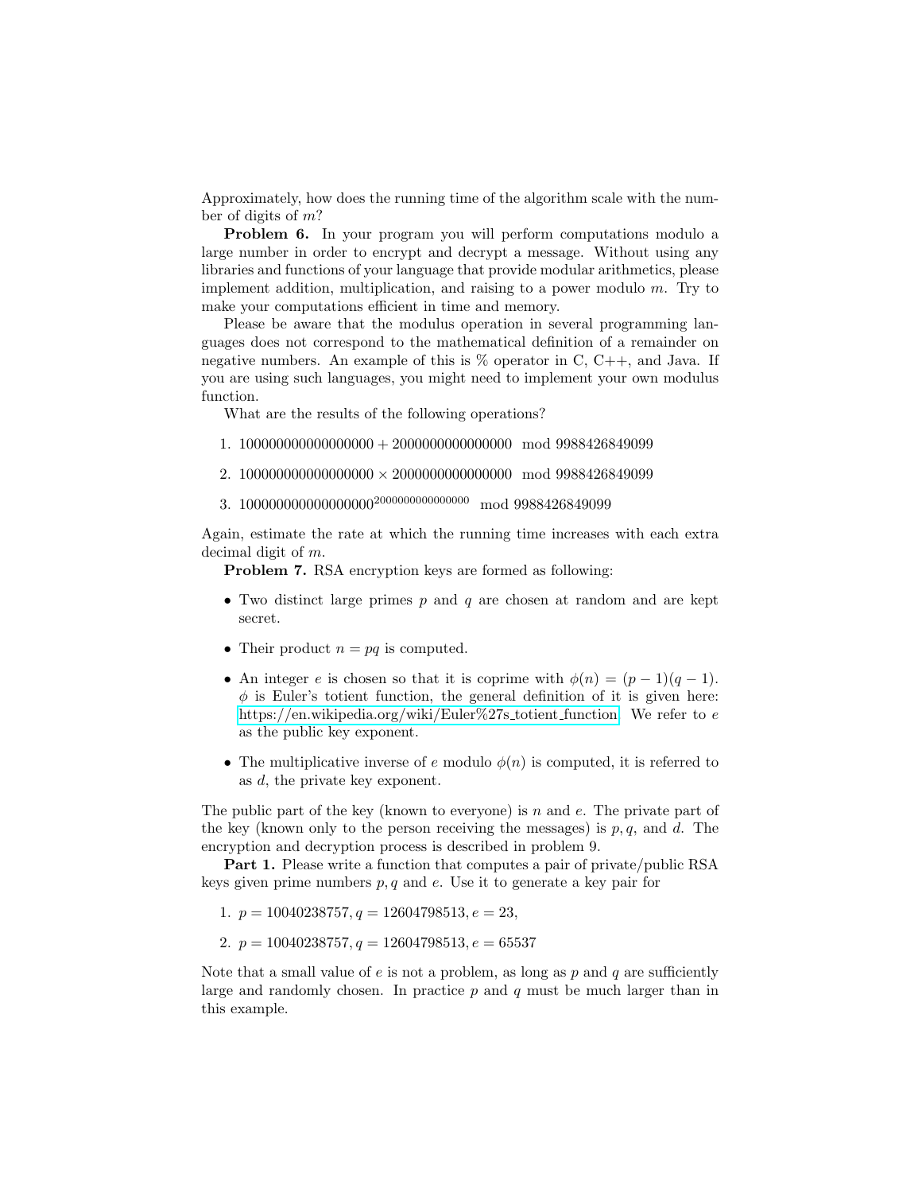Approximately, how does the running time of the algorithm scale with the number of digits of $m$?

**Problem 6.** In your program you will perform computations modulo a large number in order to encrypt and decrypt a message. Without using any libraries and functions of your language that provide modular arithmetics, please implement addition, multiplication, and raising to a power modulo $m$. Try to make your computations efficient in time and memory.

Please be aware that the modulus operation in several programming languages does not correspond to the mathematical definition of a remainder on negative numbers. An example of this is % operator in C, C++, and Java. If you are using such languages, you might need to implement your own modulus function.

What are the results of the following operations?

1. $100000000000000000 + 2000000000000000 \mod 9988426849099$
2. $100000000000000000 \times 2000000000000000 \mod 9988426849099$
3. $100000000000000000^{2000000000000000} \mod 9988426849099$

Again, estimate the rate at which the running time increases with each extra decimal digit of $m$.

**Problem 7.** RSA encryption keys are formed as following:

- Two distinct large primes $p$ and $q$ are chosen at random and are kept secret.
- Their product $n = pq$ is computed.
- An integer $e$ is chosen so that it is coprime with $\phi(n) = (p-1)(q-1)$. $\phi$ is Euler's totient function, the general definition of it is given here: https://en.wikipedia.org/wiki/Euler%27s_totient_function. We refer to $e$ as the public key exponent.
- The multiplicative inverse of $e$ modulo $\phi(n)$ is computed, it is referred to as $d$, the private key exponent.

The public part of the key (known to everyone) is $n$ and $e$. The private part of the key (known only to the person receiving the messages) is $p, q$, and $d$. The encryption and decryption process is described in problem 9.

**Part 1.** Please write a function that computes a pair of private/public RSA keys given prime numbers $p, q$ and $e$. Use it to generate a key pair for

1. $p = 10040238757, q = 12604798513, e = 23,$
2. $p = 10040238757, q = 12604798513, e = 65537$

Note that a small value of $e$ is not a problem, as long as $p$ and $q$ are sufficiently large and randomly chosen. In practice $p$ and $q$ must be much larger than in this example.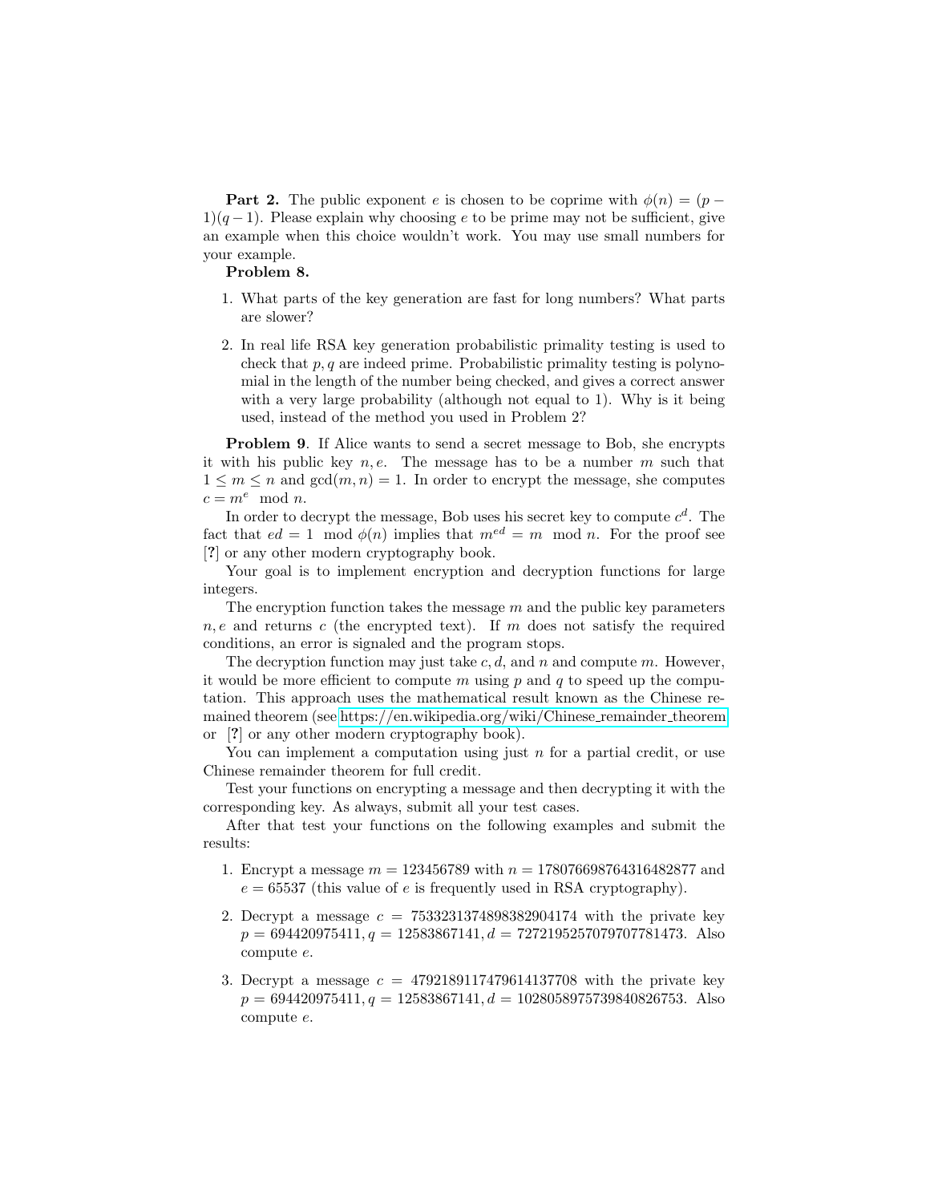**Part 2.** The public exponent $e$ is chosen to be coprime with $\phi(n) = (p-1)(q-1)$. Please explain why choosing $e$ to be prime may not be sufficient, give an example when this choice wouldn't work. You may use small numbers for your example.

**Problem 8.**

1. What parts of the key generation are fast for long numbers? What parts are slower?

2. In real life RSA key generation probabilistic primality testing is used to check that $p, q$ are indeed prime. Probabilistic primality testing is polynomial in the length of the number being checked, and gives a correct answer with a very large probability (although not equal to 1). Why is it being used, instead of the method you used in Problem 2?

**Problem 9**. If Alice wants to send a secret message to Bob, she encrypts it with his public key $n, e$. The message has to be a number $m$ such that $1 \leq m \leq n$ and $\gcd(m, n) = 1$. In order to encrypt the message, she computes $c = m^e \mod n$.

In order to decrypt the message, Bob uses his secret key to compute $c^d$. The fact that $ed = 1 \mod \phi(n)$ implies that $m^{ed} = m \mod n$. For the proof see [?] or any other modern cryptography book.

Your goal is to implement encryption and decryption functions for large integers.

The encryption function takes the message $m$ and the public key parameters $n, e$ and returns $c$ (the encrypted text). If $m$ does not satisfy the required conditions, an error is signaled and the program stops.

The decryption function may just take $c, d$, and $n$ and compute $m$. However, it would be more efficient to compute $m$ using $p$ and $q$ to speed up the computation. This approach uses the mathematical result known as the Chinese remained theorem (see https://en.wikipedia.org/wiki/Chinese_remainder_theorem or [?] or any other modern cryptography book).

You can implement a computation using just $n$ for a partial credit, or use Chinese remainder theorem for full credit.

Test your functions on encrypting a message and then decrypting it with the corresponding key. As always, submit all your test cases.

After that test your functions on the following examples and submit the results:

1. Encrypt a message $m = 123456789$ with $n = 178076698764316482877$ and $e = 65537$ (this value of $e$ is frequently used in RSA cryptography).

2. Decrypt a message $c = 75332313748983829041474$ with the private key $p = 694420975411, q = 12583867141, d = 72721952570797077781473$. Also compute $e$.

3. Decrypt a message $c = 4792189117479614137708$ with the private key $p = 694420975411, q = 12583867141, d = 1028058975739840826753$. Also compute $e$.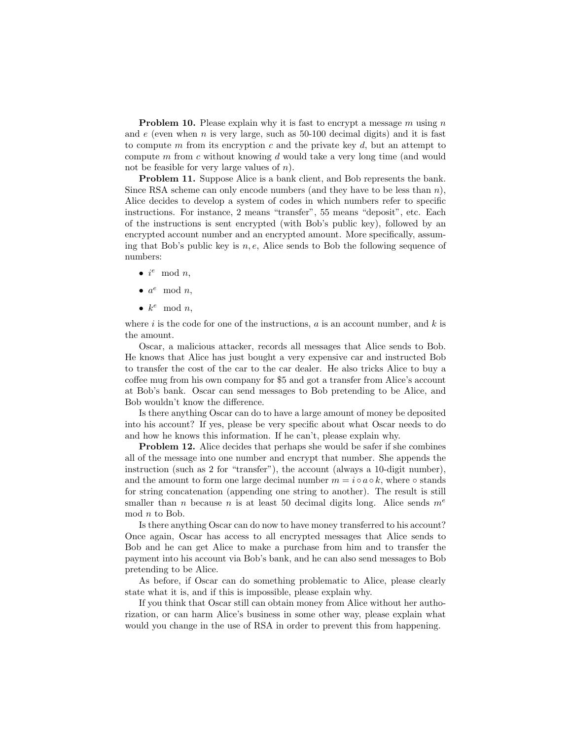**Problem 10.** Please explain why it is fast to encrypt a message $m$ using $n$ and $e$ (even when $n$ is very large, such as 50-100 decimal digits) and it is fast to compute $m$ from its encryption $c$ and the private key $d$, but an attempt to compute $m$ from $c$ without knowing $d$ would take a very long time (and would not be feasible for very large values of $n$).

**Problem 11.** Suppose Alice is a bank client, and Bob represents the bank. Since RSA scheme can only encode numbers (and they have to be less than $n$), Alice decides to develop a system of codes in which numbers refer to specific instructions. For instance, 2 means "transfer", 55 means "deposit", etc. Each of the instructions is sent encrypted (with Bob's public key), followed by an encrypted account number and an encrypted amount. More specifically, assuming that Bob's public key is $n, e$, Alice sends to Bob the following sequence of numbers:

- $i^e \mod n$,
- $a^e \mod n$,
- $k^e \mod n$,

where $i$ is the code for one of the instructions, $a$ is an account number, and $k$ is the amount.

Oscar, a malicious attacker, records all messages that Alice sends to Bob. He knows that Alice has just bought a very expensive car and instructed Bob to transfer the cost of the car to the car dealer. He also tricks Alice to buy a coffee mug from his own company for $5 and got a transfer from Alice's account at Bob's bank. Oscar can send messages to Bob pretending to be Alice, and Bob wouldn't know the difference.

Is there anything Oscar can do to have a large amount of money be deposited into his account? If yes, please be very specific about what Oscar needs to do and how he knows this information. If he can't, please explain why.

**Problem 12.** Alice decides that perhaps she would be safer if she combines all of the message into one number and encrypt that number. She appends the instruction (such as 2 for "transfer"), the account (always a 10-digit number), and the amount to form one large decimal number $m = i \circ a \circ k$, where $\circ$ stands for string concatenation (appending one string to another). The result is still smaller than $n$ because $n$ is at least 50 decimal digits long. Alice sends $m^e \mod n$ to Bob.

Is there anything Oscar can do now to have money transferred to his account? Once again, Oscar has access to all encrypted messages that Alice sends to Bob and he can get Alice to make a purchase from him and to transfer the payment into his account via Bob's bank, and he can also send messages to Bob pretending to be Alice.

As before, if Oscar can do something problematic to Alice, please clearly state what it is, and if this is impossible, please explain why.

If you think that Oscar still can obtain money from Alice without her authorization, or can harm Alice's business in some other way, please explain what would you change in the use of RSA in order to prevent this from happening.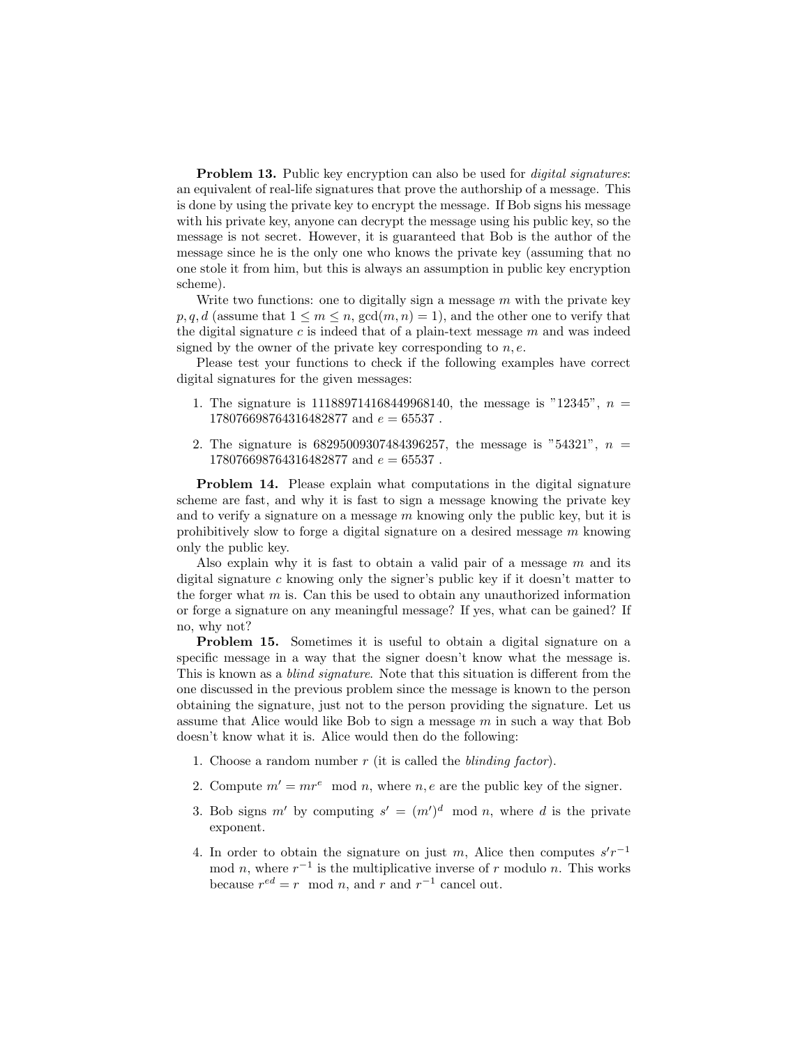**Problem 13.** Public key encryption can also be used for *digital signatures*: an equivalent of real-life signatures that prove the authorship of a message. This is done by using the private key to encrypt the message. If Bob signs his message with his private key, anyone can decrypt the message using his public key, so the message is not secret. However, it is guaranteed that Bob is the author of the message since he is the only one who knows the private key (assuming that no one stole it from him, but this is always an assumption in public key encryption scheme).

Write two functions: one to digitally sign a message $m$ with the private key $p, q, d$ (assume that $1 \leq m \leq n$, $\gcd(m, n) = 1$), and the other one to verify that the digital signature $c$ is indeed that of a plain-text message $m$ and was indeed signed by the owner of the private key corresponding to $n, e$.

Please test your functions to check if the following examples have correct digital signatures for the given messages:

1. The signature is 111889714168449968140, the message is "12345", $n =$ 178076698764316482877 and $e = 65537$ .
2. The signature is 68295009307484396257, the message is "54321", $n =$ 178076698764316482877 and $e = 65537$ .

**Problem 14.** Please explain what computations in the digital signature scheme are fast, and why it is fast to sign a message knowing the private key and to verify a signature on a message $m$ knowing only the public key, but it is prohibitively slow to forge a digital signature on a desired message $m$ knowing only the public key.

Also explain why it is fast to obtain a valid pair of a message $m$ and its digital signature $c$ knowing only the signer's public key if it doesn't matter to the forger what $m$ is. Can this be used to obtain any unauthorized information or forge a signature on any meaningful message? If yes, what can be gained? If no, why not?

**Problem 15.** Sometimes it is useful to obtain a digital signature on a specific message in a way that the signer doesn't know what the message is. This is known as a *blind signature*. Note that this situation is different from the one discussed in the previous problem since the message is known to the person obtaining the signature, just not to the person providing the signature. Let us assume that Alice would like Bob to sign a message $m$ in such a way that Bob doesn't know what it is. Alice would then do the following:

1. Choose a random number $r$ (it is called the *blinding factor*).
2. Compute $m' = mr^e \mod n$, where $n, e$ are the public key of the signer.
3. Bob signs $m'$ by computing $s' = (m')^d \mod n$, where $d$ is the private exponent.
4. In order to obtain the signature on just $m$, Alice then computes $s'r^{-1} \mod n$, where $r^{-1}$ is the multiplicative inverse of $r$ modulo $n$. This works because $r^{ed} = r \mod n$, and $r$ and $r^{-1}$ cancel out.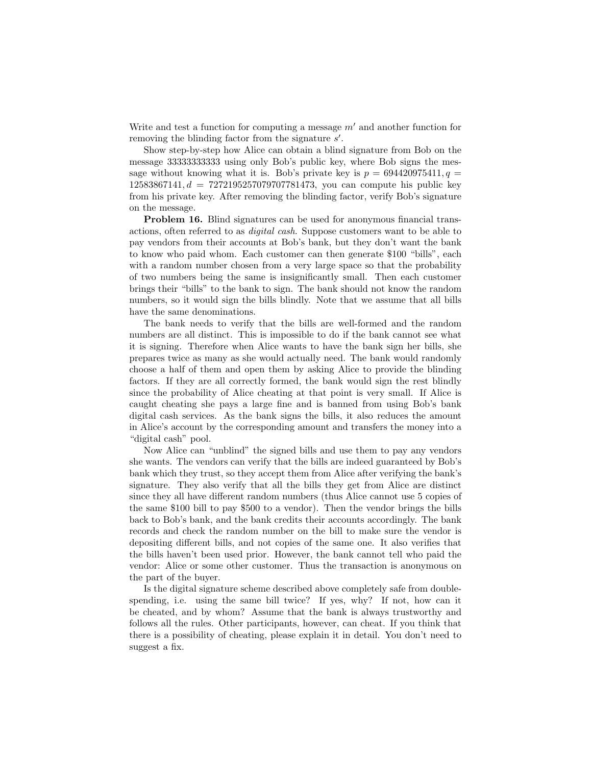Write and test a function for computing a message $m'$ and another function for removing the blinding factor from the signature $s'$.

Show step-by-step how Alice can obtain a blind signature from Bob on the message 33333333333 using only Bob's public key, where Bob signs the message without knowing what it is. Bob's private key is $p = 694420975411, q = 12583867141, d = 7272195257079707781473$, you can compute his public key from his private key. After removing the blinding factor, verify Bob's signature on the message.

**Problem 16.** Blind signatures can be used for anonymous financial transactions, often referred to as *digital cash*. Suppose customers want to be able to pay vendors from their accounts at Bob's bank, but they don't want the bank to know who paid whom. Each customer can then generate \$100 "bills", each with a random number chosen from a very large space so that the probability of two numbers being the same is insignificantly small. Then each customer brings their "bills" to the bank to sign. The bank should not know the random numbers, so it would sign the bills blindly. Note that we assume that all bills have the same denominations.

The bank needs to verify that the bills are well-formed and the random numbers are all distinct. This is impossible to do if the bank cannot see what it is signing. Therefore when Alice wants to have the bank sign her bills, she prepares twice as many as she would actually need. The bank would randomly choose a half of them and open them by asking Alice to provide the blinding factors. If they are all correctly formed, the bank would sign the rest blindly since the probability of Alice cheating at that point is very small. If Alice is caught cheating she pays a large fine and is banned from using Bob's bank digital cash services. As the bank signs the bills, it also reduces the amount in Alice's account by the corresponding amount and transfers the money into a "digital cash" pool.

Now Alice can "unblind" the signed bills and use them to pay any vendors she wants. The vendors can verify that the bills are indeed guaranteed by Bob's bank which they trust, so they accept them from Alice after verifying the bank's signature. They also verify that all the bills they get from Alice are distinct since they all have different random numbers (thus Alice cannot use 5 copies of the same \$100 bill to pay \$500 to a vendor). Then the vendor brings the bills back to Bob's bank, and the bank credits their accounts accordingly. The bank records and check the random number on the bill to make sure the vendor is depositing different bills, and not copies of the same one. It also verifies that the bills haven't been used prior. However, the bank cannot tell who paid the vendor: Alice or some other customer. Thus the transaction is anonymous on the part of the buyer.

Is the digital signature scheme described above completely safe from double-spending, i.e. using the same bill twice? If yes, why? If not, how can it be cheated, and by whom? Assume that the bank is always trustworthy and follows all the rules. Other participants, however, can cheat. If you think that there is a possibility of cheating, please explain it in detail. You don't need to suggest a fix.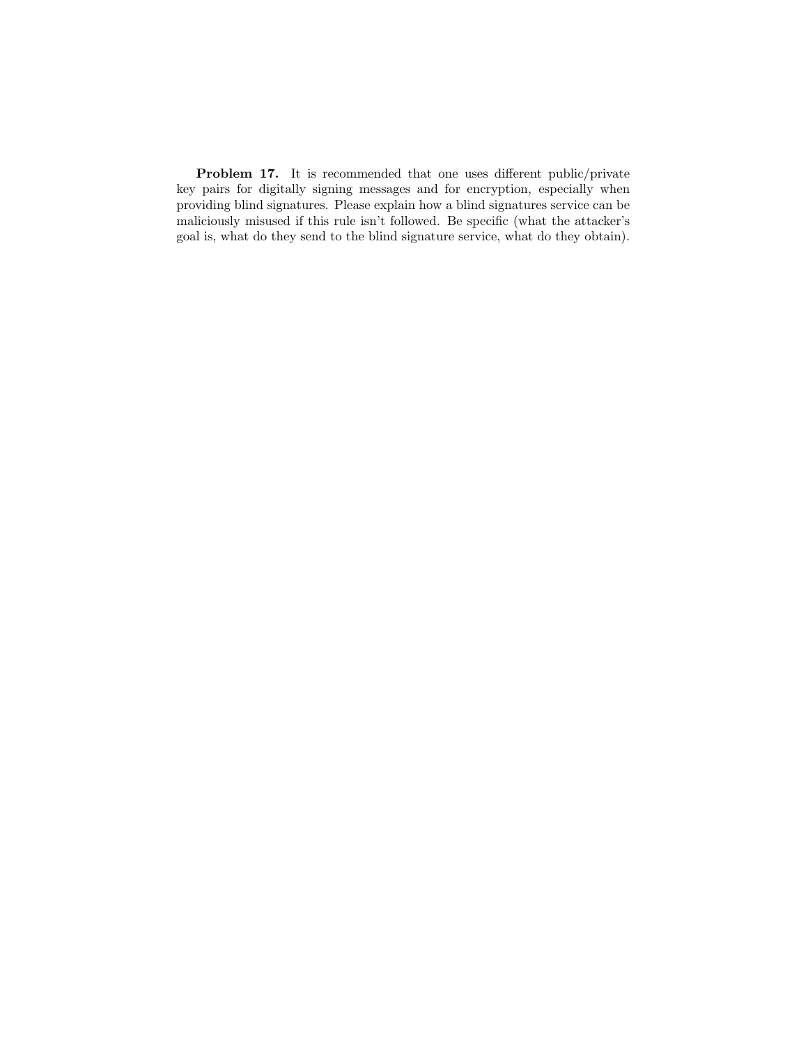**Problem 17.** It is recommended that one uses different public/private key pairs for digitally signing messages and for encryption, especially when providing blind signatures. Please explain how a blind signatures service can be maliciously misused if this rule isn't followed. Be specific (what the attacker's goal is, what do they send to the blind signature service, what do they obtain).